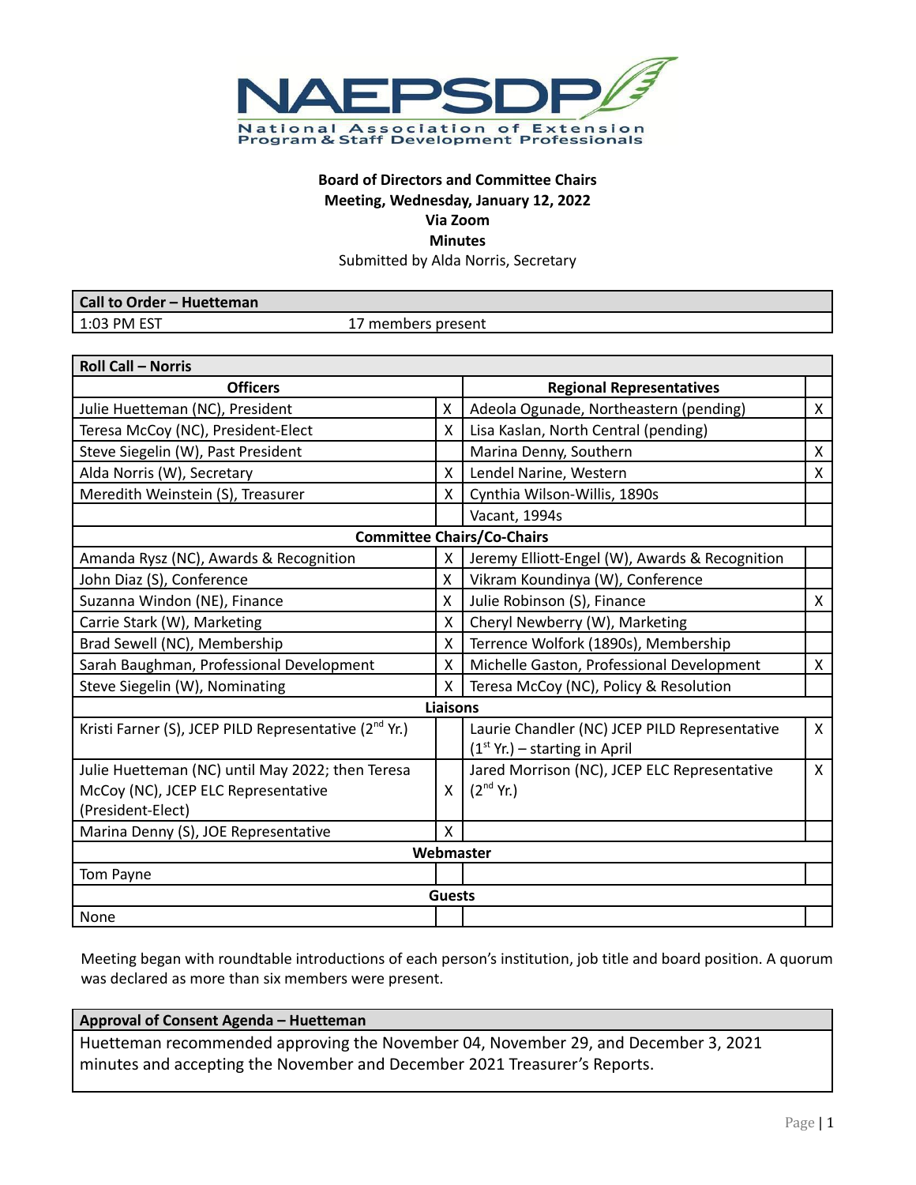# NAEPSDP

National Association of Extension Program & Staff Development Professionals

**Board of Directors and Committee Chairs**
**Meeting, Wednesday, January 12, 2022**
**Via Zoom**
**Minutes**
Submitted by Alda Norris, Secretary

| **Call to Order – Huetteman** | |
|---|---|
| 1:03 PM EST | 17 members present |

| **Roll Call – Norris** | | | |
|---|---|---|---|
| **Officers** | | **Regional Representatives** | |
| Julie Huetteman (NC), President | X | Adeola Ogunade, Northeastern (pending) | X |
| Teresa McCoy (NC), President-Elect | X | Lisa Kaslan, North Central (pending) | |
| Steve Siegelin (W), Past President | | Marina Denny, Southern | X |
| Alda Norris (W), Secretary | X | Lendel Narine, Western | X |
| Meredith Weinstein (S), Treasurer | X | Cynthia Wilson-Willis, 1890s | |
| | | Vacant, 1994s | |
| **Committee Chairs/Co-Chairs** | | | |
| Amanda Rysz (NC), Awards & Recognition | X | Jeremy Elliott-Engel (W), Awards & Recognition | |
| John Diaz (S), Conference | X | Vikram Koundinya (W), Conference | |
| Suzanna Windon (NE), Finance | X | Julie Robinson (S), Finance | X |
| Carrie Stark (W), Marketing | X | Cheryl Newberry (W), Marketing | |
| Brad Sewell (NC), Membership | X | Terrence Wolfork (1890s), Membership | |
| Sarah Baughman, Professional Development | X | Michelle Gaston, Professional Development | X |
| Steve Siegelin (W), Nominating | X | Teresa McCoy (NC), Policy & Resolution | |
| **Liaisons** | | | |
| Kristi Farner (S), JCEP PILD Representative (2nd Yr.) | | Laurie Chandler (NC) JCEP PILD Representative (1st Yr.) – starting in April | X |
| Julie Huetteman (NC) until May 2022; then Teresa McCoy (NC), JCEP ELC Representative (President-Elect) | X | Jared Morrison (NC), JCEP ELC Representative (2nd Yr.) | X |
| Marina Denny (S), JOE Representative | X | | |
| **Webmaster** | | | |
| Tom Payne | | | |
| **Guests** | | | |
| None | | | |

Meeting began with roundtable introductions of each person's institution, job title and board position. A quorum was declared as more than six members were present.

| **Approval of Consent Agenda – Huetteman** |
|---|
| Huetteman recommended approving the November 04, November 29, and December 3, 2021 minutes and accepting the November and December 2021 Treasurer's Reports. |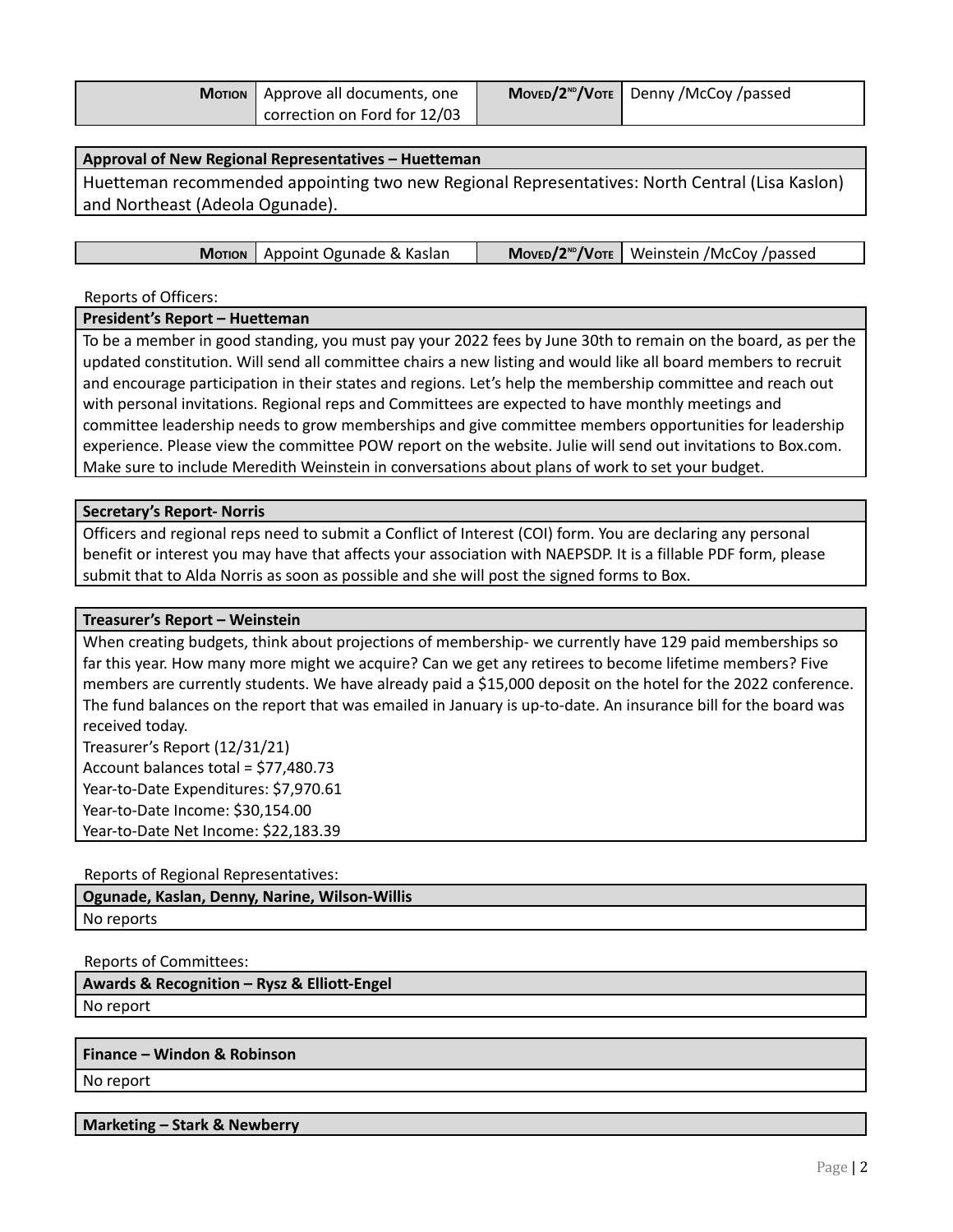| Motion | Approve all documents, one correction on Ford for 12/03 | Moved/2nd/Vote | Denny /McCoy /passed |
|---|---|---|---|

**Approval of New Regional Representatives – Huetteman**

Huetteman recommended appointing two new Regional Representatives: North Central (Lisa Kaslon) and Northeast (Adeola Ogunade).

| Motion | Appoint Ogunade & Kaslan | Moved/2nd/Vote | Weinstein /McCoy /passed |
|---|---|---|---|

Reports of Officers:

**President's Report – Huetteman**

To be a member in good standing, you must pay your 2022 fees by June 30th to remain on the board, as per the updated constitution. Will send all committee chairs a new listing and would like all board members to recruit and encourage participation in their states and regions. Let's help the membership committee and reach out with personal invitations. Regional reps and Committees are expected to have monthly meetings and committee leadership needs to grow memberships and give committee members opportunities for leadership experience. Please view the committee POW report on the website. Julie will send out invitations to Box.com. Make sure to include Meredith Weinstein in conversations about plans of work to set your budget.

**Secretary's Report- Norris**

Officers and regional reps need to submit a Conflict of Interest (COI) form. You are declaring any personal benefit or interest you may have that affects your association with NAEPSDP. It is a fillable PDF form, please submit that to Alda Norris as soon as possible and she will post the signed forms to Box.

**Treasurer's Report – Weinstein**

When creating budgets, think about projections of membership- we currently have 129 paid memberships so far this year. How many more might we acquire? Can we get any retirees to become lifetime members? Five members are currently students. We have already paid a $15,000 deposit on the hotel for the 2022 conference. The fund balances on the report that was emailed in January is up-to-date. An insurance bill for the board was received today.

Treasurer's Report (12/31/21)
Account balances total = $77,480.73
Year-to-Date Expenditures: $7,970.61
Year-to-Date Income: $30,154.00
Year-to-Date Net Income: $22,183.39

Reports of Regional Representatives:

**Ogunade, Kaslan, Denny, Narine, Wilson-Willis**

No reports

Reports of Committees:

**Awards & Recognition – Rysz & Elliott-Engel**

No report

**Finance – Windon & Robinson**

No report

**Marketing – Stark & Newberry**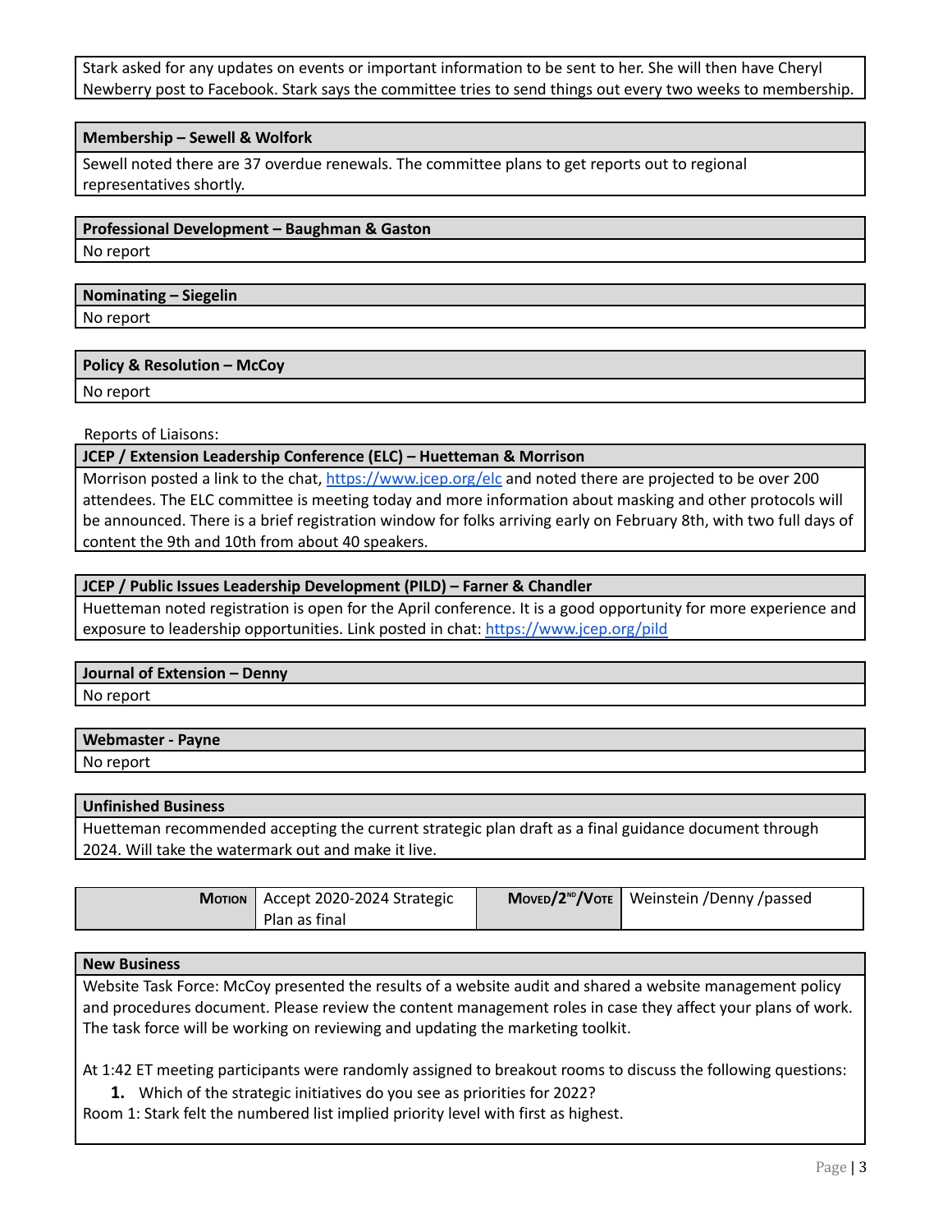Stark asked for any updates on events or important information to be sent to her. She will then have Cheryl Newberry post to Facebook. Stark says the committee tries to send things out every two weeks to membership.

**Membership – Sewell & Wolfork**

Sewell noted there are 37 overdue renewals. The committee plans to get reports out to regional representatives shortly.

**Professional Development – Baughman & Gaston**

No report

**Nominating – Siegelin**

No report

**Policy & Resolution – McCoy**

No report

Reports of Liaisons:

**JCEP / Extension Leadership Conference (ELC) – Huetteman & Morrison**

Morrison posted a link to the chat, https://www.jcep.org/elc and noted there are projected to be over 200 attendees. The ELC committee is meeting today and more information about masking and other protocols will be announced. There is a brief registration window for folks arriving early on February 8th, with two full days of content the 9th and 10th from about 40 speakers.

**JCEP / Public Issues Leadership Development (PILD) – Farner & Chandler**

Huetteman noted registration is open for the April conference. It is a good opportunity for more experience and exposure to leadership opportunities. Link posted in chat: https://www.jcep.org/pild

**Journal of Extension – Denny**

No report

**Webmaster - Payne**

No report

**Unfinished Business**

Huetteman recommended accepting the current strategic plan draft as a final guidance document through 2024. Will take the watermark out and make it live.

| **Motion** | Accept 2020-2024 Strategic Plan as final | **Moved/2nd/Vote** | Weinstein /Denny /passed |
|---|---|---|---|

**New Business**

Website Task Force: McCoy presented the results of a website audit and shared a website management policy and procedures document. Please review the content management roles in case they affect your plans of work. The task force will be working on reviewing and updating the marketing toolkit.

At 1:42 ET meeting participants were randomly assigned to breakout rooms to discuss the following questions:

1. Which of the strategic initiatives do you see as priorities for 2022?

Room 1: Stark felt the numbered list implied priority level with first as highest.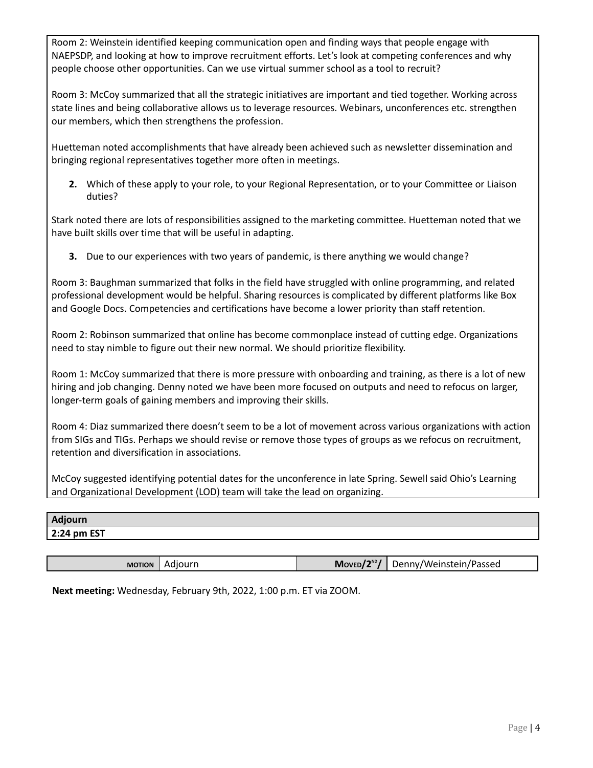Room 2: Weinstein identified keeping communication open and finding ways that people engage with NAEPSDP, and looking at how to improve recruitment efforts. Let's look at competing conferences and why people choose other opportunities. Can we use virtual summer school as a tool to recruit?

Room 3: McCoy summarized that all the strategic initiatives are important and tied together. Working across state lines and being collaborative allows us to leverage resources. Webinars, unconferences etc. strengthen our members, which then strengthens the profession.

Huetteman noted accomplishments that have already been achieved such as newsletter dissemination and bringing regional representatives together more often in meetings.

2. Which of these apply to your role, to your Regional Representation, or to your Committee or Liaison duties?

Stark noted there are lots of responsibilities assigned to the marketing committee. Huetteman noted that we have built skills over time that will be useful in adapting.

3. Due to our experiences with two years of pandemic, is there anything we would change?

Room 3: Baughman summarized that folks in the field have struggled with online programming, and related professional development would be helpful. Sharing resources is complicated by different platforms like Box and Google Docs. Competencies and certifications have become a lower priority than staff retention.

Room 2: Robinson summarized that online has become commonplace instead of cutting edge. Organizations need to stay nimble to figure out their new normal. We should prioritize flexibility.

Room 1: McCoy summarized that there is more pressure with onboarding and training, as there is a lot of new hiring and job changing. Denny noted we have been more focused on outputs and need to refocus on larger, longer-term goals of gaining members and improving their skills.

Room 4: Diaz summarized there doesn't seem to be a lot of movement across various organizations with action from SIGs and TIGs. Perhaps we should revise or remove those types of groups as we refocus on recruitment, retention and diversification in associations.

McCoy suggested identifying potential dates for the unconference in late Spring. Sewell said Ohio's Learning and Organizational Development (LOD) team will take the lead on organizing.

**Adjourn**

**2:24 pm EST**

| | | | |
|---|---|---|---|
| **MOTION** | Adjourn | **MOVED/2ND/** | Denny/Weinstein/Passed |

**Next meeting:** Wednesday, February 9th, 2022, 1:00 p.m. ET via ZOOM.